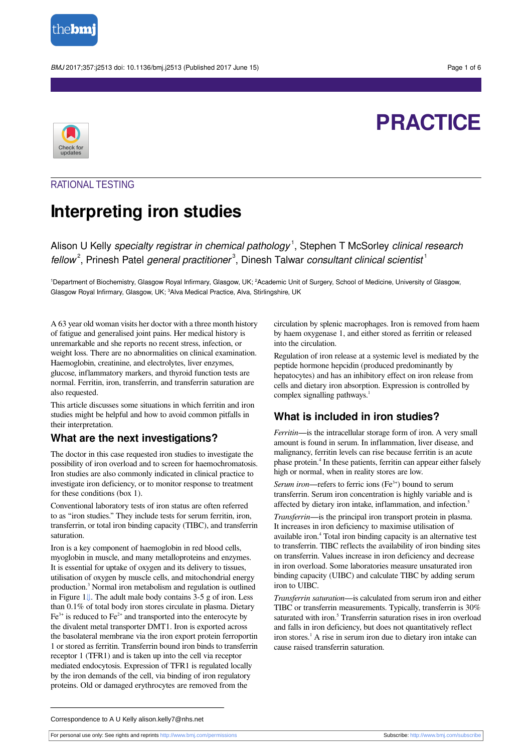# PRACTICE

RATIONAL TESTING

# Interpreting iron studies

Alison U Kelly *specialty registrar in chemical pathology*[1], Stephen T McSorley *clinical research fellow*[2], Prinesh Patel *general practitioner*[3], Dinesh Talwar *consultant clinical scientist*[1]

[1]Department of Biochemistry, Glasgow Royal Infirmary, Glasgow, UK; [2]Academic Unit of Surgery, School of Medicine, University of Glasgow, Glasgow Royal Infirmary, Glasgow, UK; [3]Alva Medical Practice, Alva, Stirlingshire, UK

A 63 year old woman visits her doctor with a three month history of fatigue and generalised joint pains. Her medical history is unremarkable and she reports no recent stress, infection, or weight loss. There are no abnormalities on clinical examination. Haemoglobin, creatinine, and electrolytes, liver enzymes, glucose, inflammatory markers, and thyroid function tests are normal. Ferritin, iron, transferrin, and transferrin saturation are also requested.

This article discusses some situations in which ferritin and iron studies might be helpful and how to avoid common pitfalls in their interpretation.

## What are the next investigations?

The doctor in this case requested iron studies to investigate the possibility of iron overload and to screen for haemochromatosis. Iron studies are also commonly indicated in clinical practice to investigate iron deficiency, or to monitor response to treatment for these conditions (box 1).

Conventional laboratory tests of iron status are often referred to as "iron studies." They include tests for serum ferritin, iron, transferrin, or total iron binding capacity (TIBC), and transferrin saturation.

Iron is a key component of haemoglobin in red blood cells, myoglobin in muscle, and many metalloproteins and enzymes. It is essential for uptake of oxygen and its delivery to tissues, utilisation of oxygen by muscle cells, and mitochondrial energy production.[3] Normal iron metabolism and regulation is outlined in Figure 1. The adult male body contains 3-5 g of iron. Less than 0.1% of total body iron stores circulate in plasma. Dietary $Fe^{3+}$ is reduced to $Fe^{2+}$ and transported into the enterocyte by the divalent metal transporter DMT1. Iron is exported across the basolateral membrane via the iron export protein ferroportin 1 or stored as ferritin. Transferrin bound iron binds to transferrin receptor 1 (TFR1) and is taken up into the cell via receptor mediated endocytosis. Expression of TFR1 is regulated locally by the iron demands of the cell, via binding of iron regulatory proteins. Old or damaged erythrocytes are removed from the circulation by splenic macrophages. Iron is removed from haem by haem oxygenase 1, and either stored as ferritin or released into the circulation.

Regulation of iron release at a systemic level is mediated by the peptide hormone hepcidin (produced predominantly by hepatocytes) and has an inhibitory effect on iron release from cells and dietary iron absorption. Expression is controlled by complex signalling pathways.[1]

## What is included in iron studies?

*Ferritin*—is the intracellular storage form of iron. A very small amount is found in serum. In inflammation, liver disease, and malignancy, ferritin levels can rise because ferritin is an acute phase protein.[4] In these patients, ferritin can appear either falsely high or normal, when in reality stores are low.

*Serum iron*—refers to ferric ions ($Fe^{3+}$) bound to serum transferrin. Serum iron concentration is highly variable and is affected by dietary iron intake, inflammation, and infection.[5]

*Transferrin*—is the principal iron transport protein in plasma. It increases in iron deficiency to maximise utilisation of available iron.[4] Total iron binding capacity is an alternative test to transferrin. TIBC reflects the availability of iron binding sites on transferrin. Values increase in iron deficiency and decrease in iron overload. Some laboratories measure unsaturated iron binding capacity (UIBC) and calculate TIBC by adding serum iron to UIBC.

*Transferrin saturation*—is calculated from serum iron and either TIBC or transferrin measurements. Typically, transferrin is 30% saturated with iron.[5] Transferrin saturation rises in iron overload and falls in iron deficiency, but does not quantitatively reflect iron stores.[1] A rise in serum iron due to dietary iron intake can cause raised transferrin saturation.

Correspondence to A U Kelly alison.kelly7@nhs.net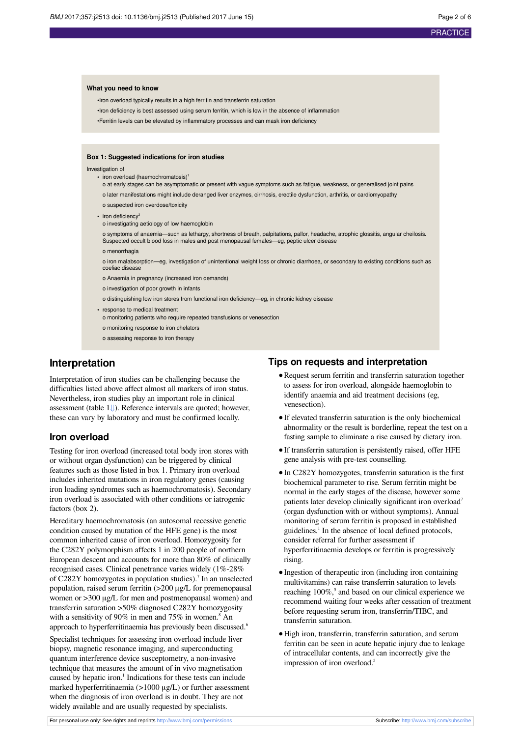**What you need to know**

- Iron overload typically results in a high ferritin and transferrin saturation
- Iron deficiency is best assessed using serum ferritin, which is low in the absence of inflammation
- Ferritin levels can be elevated by inflammatory processes and can mask iron deficiency

**Box 1: Suggested indications for iron studies**

Investigation of

- iron overload (haemochromatosis)[1]
  - at early stages can be asymptomatic or present with vague symptoms such as fatigue, weakness, or generalised joint pains
  - later manifestations might include deranged liver enzymes, cirrhosis, erectile dysfunction, arthritis, or cardiomyopathy
  - suspected iron overdose/toxicity
- iron deficiency[2]
  - investigating aetiology of low haemoglobin
  - symptoms of anaemia—such as lethargy, shortness of breath, palpitations, pallor, headache, atrophic glossitis, angular cheilosis. Suspected occult blood loss in males and post menopausal females—eg, peptic ulcer disease
  - menorrhagia
  - iron malabsorption—eg, investigation of unintentional weight loss or chronic diarrhoea, or secondary to existing conditions such as coeliac disease
  - Anaemia in pregnancy (increased iron demands)
  - investigation of poor growth in infants
  - distinguishing low iron stores from functional iron deficiency—eg, in chronic kidney disease
- response to medical treatment
  - monitoring patients who require repeated transfusions or venesection
  - monitoring response to iron chelators
  - assessing response to iron therapy

## Interpretation

Interpretation of iron studies can be challenging because the difficulties listed above affect almost all markers of iron status. Nevertheless, iron studies play an important role in clinical assessment (table 1). Reference intervals are quoted; however, these can vary by laboratory and must be confirmed locally.

### Iron overload

Testing for iron overload (increased total body iron stores with or without organ dysfunction) can be triggered by clinical features such as those listed in box 1. Primary iron overload includes inherited mutations in iron regulatory genes (causing iron loading syndromes such as haemochromatosis). Secondary iron overload is associated with other conditions or iatrogenic factors (box 2).

Hereditary haemochromatosis (an autosomal recessive genetic condition caused by mutation of the HFE gene) is the most common inherited cause of iron overload. Homozygosity for the C282Y polymorphism affects 1 in 200 people of northern European descent and accounts for more than 80% of clinically recognised cases. Clinical penetrance varies widely (1%-28% of C282Y homozygotes in population studies).[7] In an unselected population, raised serum ferritin (>200 µg/L for premenopausal women or >300 µg/L for men and postmenopausal women) and transferrin saturation >50% diagnosed C282Y homozygosity with a sensitivity of 90% in men and 75% in women.[8] An approach to hyperferritinaemia has previously been discussed.[6]

Specialist techniques for assessing iron overload include liver biopsy, magnetic resonance imaging, and superconducting quantum interference device susceptometry, a non-invasive technique that measures the amount of in vivo magnetisation caused by hepatic iron.[1] Indications for these tests can include marked hyperferritinaemia (>1000 µg/L) or further assessment when the diagnosis of iron overload is in doubt. They are not widely available and are usually requested by specialists.

## Tips on requests and interpretation

- Request serum ferritin and transferrin saturation together to assess for iron overload, alongside haemoglobin to identify anaemia and aid treatment decisions (eg, venesection).
- If elevated transferrin saturation is the only biochemical abnormality or the result is borderline, repeat the test on a fasting sample to eliminate a rise caused by dietary iron.
- If transferrin saturation is persistently raised, offer HFE gene analysis with pre-test counselling.
- In C282Y homozygotes, transferrin saturation is the first biochemical parameter to rise. Serum ferritin might be normal in the early stages of the disease, however some patients later develop clinically significant iron overload[7] (organ dysfunction with or without symptoms). Annual monitoring of serum ferritin is proposed in established guidelines.[1] In the absence of local defined protocols, consider referral for further assessment if hyperferritinaemia develops or ferritin is progressively rising.
- Ingestion of therapeutic iron (including iron containing multivitamins) can raise transferrin saturation to levels reaching 100%,[5] and based on our clinical experience we recommend waiting four weeks after cessation of treatment before requesting serum iron, transferrin/TIBC, and transferrin saturation.
- High iron, transferrin, transferrin saturation, and serum ferritin can be seen in acute hepatic injury due to leakage of intracellular contents, and can incorrectly give the impression of iron overload.[5]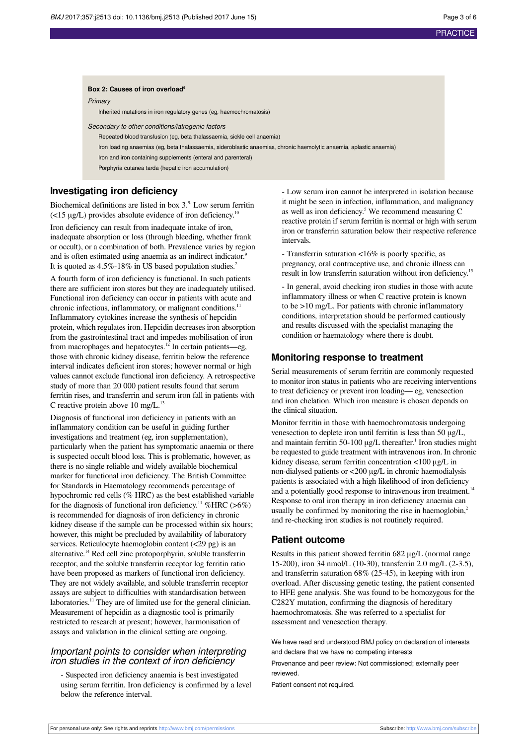**Box 2: Causes of iron overload[6]**

*Primary*

Inherited mutations in iron regulatory genes (eg, haemochromatosis)

*Secondary to other conditions/iatrogenic factors*

Repeated blood transfusion (eg, beta thalassaemia, sickle cell anaemia)

Iron loading anaemias (eg, beta thalassaemia, sideroblastic anaemias, chronic haemolytic anaemia, aplastic anaemia)

Iron and iron containing supplements (enteral and parenteral)

Porphyria cutanea tarda (hepatic iron accumulation)

## Investigating iron deficiency

Biochemical definitions are listed in box 3.[9] Low serum ferritin (<15 µg/L) provides absolute evidence of iron deficiency.[10]

Iron deficiency can result from inadequate intake of iron, inadequate absorption or loss (through bleeding, whether frank or occult), or a combination of both. Prevalence varies by region and is often estimated using anaemia as an indirect indicator.[9] It is quoted as 4.5%-18% in US based population studies.[2]

A fourth form of iron deficiency is functional. In such patients there are sufficient iron stores but they are inadequately utilised. Functional iron deficiency can occur in patients with acute and chronic infectious, inflammatory, or malignant conditions.[11] Inflammatory cytokines increase the synthesis of hepcidin protein, which regulates iron. Hepcidin decreases iron absorption from the gastrointestinal tract and impedes mobilisation of iron from macrophages and hepatocytes.[12] In certain patients—eg, those with chronic kidney disease, ferritin below the reference interval indicates deficient iron stores; however normal or high values cannot exclude functional iron deficiency. A retrospective study of more than 20 000 patient results found that serum ferritin rises, and transferrin and serum iron fall in patients with C reactive protein above 10 mg/L.[13]

Diagnosis of functional iron deficiency in patients with an inflammatory condition can be useful in guiding further investigations and treatment (eg, iron supplementation), particularly when the patient has symptomatic anaemia or there is suspected occult blood loss. This is problematic, however, as there is no single reliable and widely available biochemical marker for functional iron deficiency. The British Committee for Standards in Haematology recommends percentage of hypochromic red cells (% HRC) as the best established variable for the diagnosis of functional iron deficiency.[11] %HRC (>6%) is recommended for diagnosis of iron deficiency in chronic kidney disease if the sample can be processed within six hours; however, this might be precluded by availability of laboratory services. Reticulocyte haemoglobin content (<29 pg) is an alternative.[14] Red cell zinc protoporphyrin, soluble transferrin receptor, and the soluble transferrin receptor log ferritin ratio have been proposed as markers of functional iron deficiency. They are not widely available, and soluble transferrin receptor assays are subject to difficulties with standardisation between laboratories.[11] They are of limited use for the general clinician. Measurement of hepcidin as a diagnostic tool is primarily restricted to research at present; however, harmonisation of assays and validation in the clinical setting are ongoing.

### *Important points to consider when interpreting iron studies in the context of iron deficiency*

- Suspected iron deficiency anaemia is best investigated using serum ferritin. Iron deficiency is confirmed by a level below the reference interval.

- Low serum iron cannot be interpreted in isolation because it might be seen in infection, inflammation, and malignancy as well as iron deficiency.[5] We recommend measuring C reactive protein if serum ferritin is normal or high with serum iron or transferrin saturation below their respective reference intervals.

- Transferrin saturation <16% is poorly specific, as pregnancy, oral contraceptive use, and chronic illness can result in low transferrin saturation without iron deficiency.[15]

- In general, avoid checking iron studies in those with acute inflammatory illness or when C reactive protein is known to be >10 mg/L. For patients with chronic inflammatory conditions, interpretation should be performed cautiously and results discussed with the specialist managing the condition or haematology where there is doubt.

## Monitoring response to treatment

Serial measurements of serum ferritin are commonly requested to monitor iron status in patients who are receiving interventions to treat deficiency or prevent iron loading— eg, venesection and iron chelation. Which iron measure is chosen depends on the clinical situation.

Monitor ferritin in those with haemochromatosis undergoing venesection to deplete iron until ferritin is less than 50 µg/L, and maintain ferritin 50-100 µg/L thereafter.[1] Iron studies might be requested to guide treatment with intravenous iron. In chronic kidney disease, serum ferritin concentration <100 µg/L in non-dialysed patients or <200 µg/L in chronic haemodialysis patients is associated with a high likelihood of iron deficiency and a potentially good response to intravenous iron treatment.[14] Response to oral iron therapy in iron deficiency anaemia can usually be confirmed by monitoring the rise in haemoglobin,[2] and re-checking iron studies is not routinely required.

## Patient outcome

Results in this patient showed ferritin 682 µg/L (normal range 15-200), iron 34 nmol/L (10-30), transferrin 2.0 mg/L (2-3.5), and transferrin saturation 68% (25-45), in keeping with iron overload. After discussing genetic testing, the patient consented to HFE gene analysis. She was found to be homozygous for the C282Y mutation, confirming the diagnosis of hereditary haemochromatosis. She was referred to a specialist for assessment and venesection therapy.

We have read and understood BMJ policy on declaration of interests and declare that we have no competing interests

Provenance and peer review: Not commissioned; externally peer reviewed.

Patient consent not required.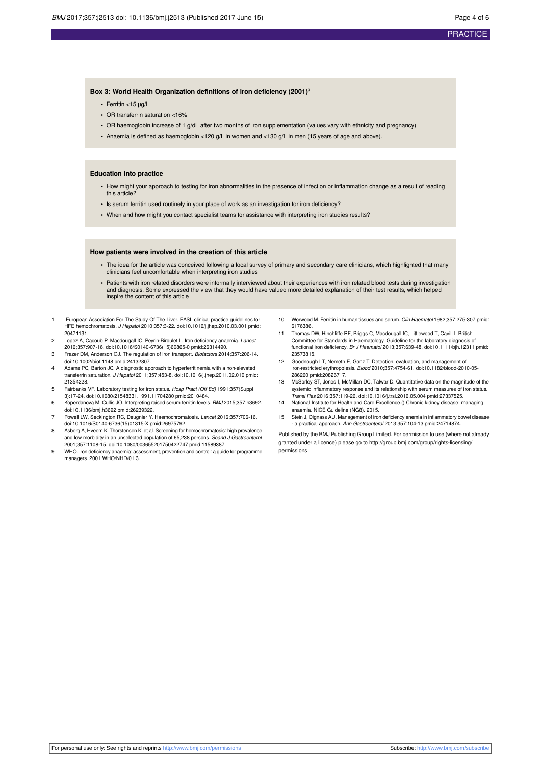### Box 3: World Health Organization definitions of iron deficiency (2001)[9]

- Ferritin <15 µg/L
- OR transferrin saturation <16%
- OR haemoglobin increase of 1 g/dL after two months of iron supplementation (values vary with ethnicity and pregnancy)
- Anaemia is defined as haemoglobin <120 g/L in women and <130 g/L in men (15 years of age and above).

### Education into practice

- How might your approach to testing for iron abnormalities in the presence of infection or inflammation change as a result of reading this article?
- Is serum ferritin used routinely in your place of work as an investigation for iron deficiency?
- When and how might you contact specialist teams for assistance with interpreting iron studies results?

### How patients were involved in the creation of this article

- The idea for the article was conceived following a local survey of primary and secondary care clinicians, which highlighted that many clinicians feel uncomfortable when interpreting iron studies
- Patients with iron related disorders were informally interviewed about their experiences with iron related blood tests during investigation and diagnosis. Some expressed the view that they would have valued more detailed explanation of their test results, which helped inspire the content of this article

1. European Association For The Study Of The Liver. EASL clinical practice guidelines for HFE hemochromatosis. *J Hepatol* 2010;357:3-22. doi:10.1016/j.jhep.2010.03.001 pmid: 20471131.
2. Lopez A, Cacoub P, Macdougall IC, Peyrin-Biroulet L. Iron deficiency anaemia. *Lancet* 2016;357:907-16. doi:10.1016/S0140-6736(15)60865-0 pmid:26314490.
3. Frazer DM, Anderson GJ. The regulation of iron transport. *Biofactors* 2014;357:206-14. doi:10.1002/biof.1148 pmid:24132807.
4. Adams PC, Barton JC. A diagnostic approach to hyperferritinemia with a non-elevated transferrin saturation. *J Hepatol* 2011;357:453-8. doi:10.1016/j.jhep.2011.02.010 pmid: 21354228.
5. Fairbanks VF. Laboratory testing for iron status. *Hosp Pract (Off Ed)* 1991;357(Suppl 3):17-24. doi:10.1080/21548331.1991.11704280 pmid:2010484.
6. Koperdanova M, Cullis JO. Interpreting raised serum ferritin levels. *BMJ* 2015;357:h3692. doi:10.1136/bmj.h3692 pmid:26239322.
7. Powell LW, Seckington RC, Deugnier Y. Haemochromatosis. *Lancet* 2016;357:706-16. doi:10.1016/S0140-6736(15)01315-X pmid:26975792.
8. Asberg A, Hveem K, Thorstensen K, et al. Screening for hemochromatosis: high prevalence and low morbidity in an unselected population of 65,238 persons. *Scand J Gastroenterol* 2001;357:1108-15. doi:10.1080/003655201750422747 pmid:11589387.
9. WHO. Iron deficiency anaemia: assessment, prevention and control: a guide for programme managers. 2001 WHO/NHD/01.3.
10. Worwood M. Ferritin in human tissues and serum. *Clin Haematol* 1982;357:275-307.pmid: 6176386.
11. Thomas DW, Hinchliffe RF, Briggs C, Macdougall IC, Littlewood T, Cavill I. British Committee for Standards in Haematology. Guideline for the laboratory diagnosis of functional iron deficiency. *Br J Haematol* 2013;357:639-48. doi:10.1111/bjh.12311 pmid: 23573815.
12. Goodnough LT, Nemeth E, Ganz T. Detection, evaluation, and management of iron-restricted erythropoiesis. *Blood* 2010;357:4754-61. doi:10.1182/blood-2010-05-286260 pmid:20826717.
13. McSorley ST, Jones I, McMillan DC, Talwar D. Quantitative data on the magnitude of the systemic inflammatory response and its relationship with serum measures of iron status. *Transl Res* 2016;357:119-26. doi:10.1016/j.trsl.2016.05.004 pmid:27337525.
14. National Institute for Health and Care Excellence.() Chronic kidney disease: managing anaemia. NICE Guideline (NG8). 2015.
15. Stein J, Dignass AU. Management of iron deficiency anemia in inflammatory bowel disease - a practical approach. *Ann Gastroenterol* 2013;357:104-13.pmid:24714874.

Published by the BMJ Publishing Group Limited. For permission to use (where not already granted under a licence) please go to http://group.bmj.com/group/rights-licensing/permissions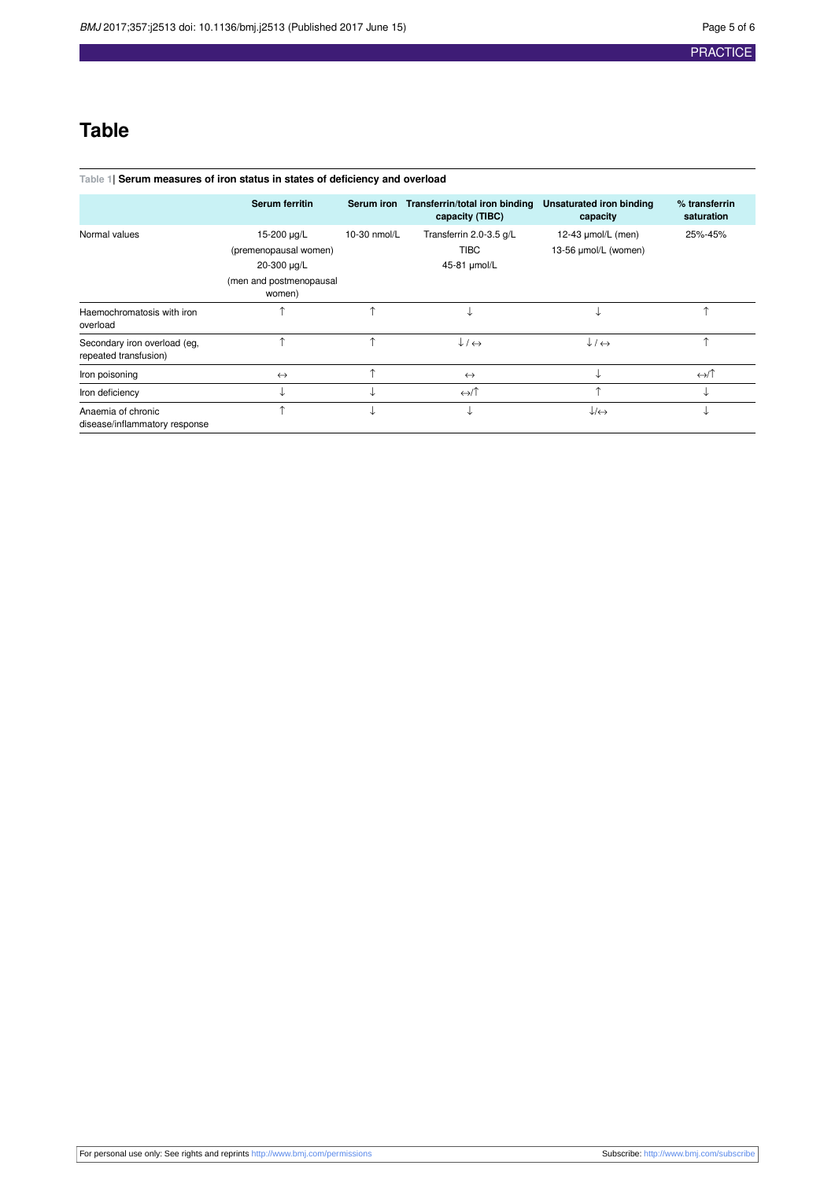# Table

**Table 1| Serum measures of iron status in states of deficiency and overload**

| | Serum ferritin | Serum iron | Transferrin/total iron binding capacity (TIBC) | Unsaturated iron binding capacity | % transferrin saturation |
|---|---|---|---|---|---|
| Normal values | 15-200 µg/L (premenopausal women) 20-300 µg/L (men and postmenopausal women) | 10-30 nmol/L | Transferrin 2.0-3.5 g/L TIBC 45-81 µmol/L | 12-43 µmol/L (men) 13-56 µmol/L (women) | 25%-45% |
| Haemochromatosis with iron overload | ↑ | ↑ | ↓ | ↓ | ↑ |
| Secondary iron overload (eg, repeated transfusion) | ↑ | ↑ | ↓ / ↔ | ↓ / ↔ | ↑ |
| Iron poisoning | ↔ | ↑ | ↔ | ↓ | ↔/↑ |
| Iron deficiency | ↓ | ↓ | ↔/↑ | ↑ | ↓ |
| Anaemia of chronic disease/inflammatory response | ↑ | ↓ | ↓ | ↓/↔ | ↓ |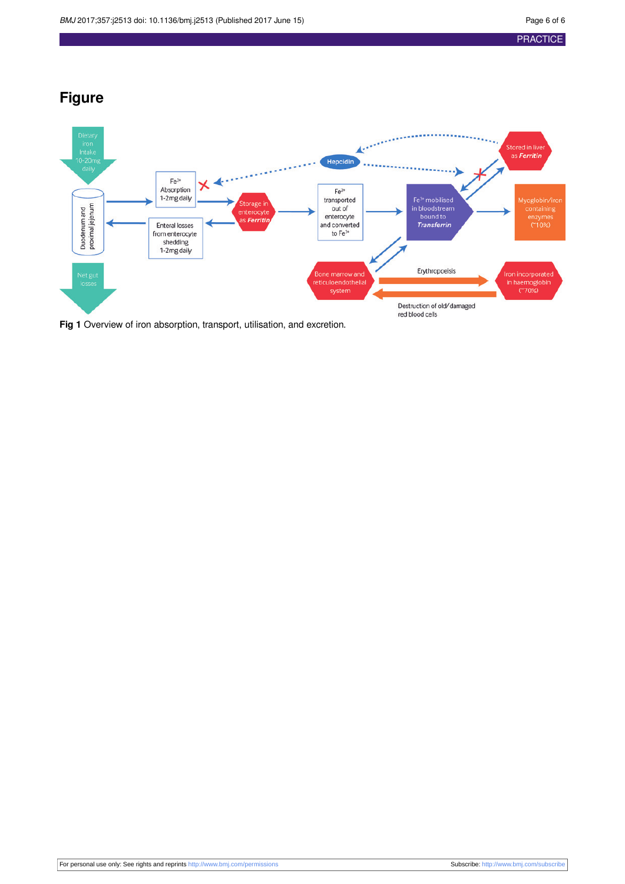# Figure

Dietary iron Intake 10-20mg daily

Duodenum and proximal jejunum

Net gut losses

$Fe^{2+}$ Absorption 1-2mg daily

Enteral losses from enterocyte shedding 1-2mg daily

Storage in enterocyte as *Ferritin*

Hepcidin

$Fe^{2+}$ transported out of enterocyte and converted to $Fe^{3+}$

$Fe^{3+}$ mobilised in bloodstream bound to *Transferrin*

Stored in liver as *Ferritin*

Myoglobin/iron containing enzymes (~10%)

Bone marrow and reticuloendothelial system

Erythropoeisis

Destruction of old/damaged red blood cells

Iron incorporated in haemoglobin (~70%)

**Fig 1** Overview of iron absorption, transport, utilisation, and excretion.